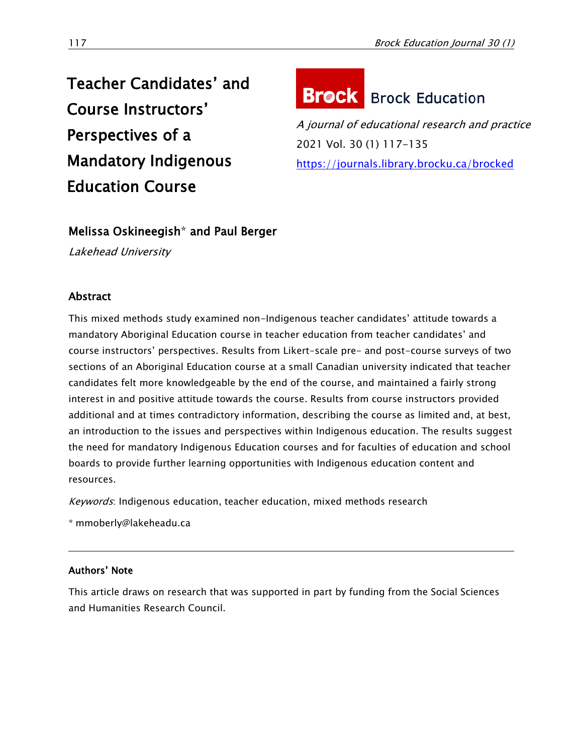# Teacher Candidates' and Course Instructors' Perspectives of a Mandatory Indigenous Education Course

Brock Education

*A journal of educational research and practice*

2021 Vol. 30 (1) 117-135

https://journals.library.brocku.ca/brocked

**Melissa Oskineegish*** **and Paul Berger**

*Lakehead University*

## Abstract

This mixed methods study examined non-Indigenous teacher candidates' attitude towards a mandatory Aboriginal Education course in teacher education from teacher candidates' and course instructors' perspectives. Results from Likert-scale pre- and post-course surveys of two sections of an Aboriginal Education course at a small Canadian university indicated that teacher candidates felt more knowledgeable by the end of the course, and maintained a fairly strong interest in and positive attitude towards the course. Results from course instructors provided additional and at times contradictory information, describing the course as limited and, at best, an introduction to the issues and perspectives within Indigenous education. The results suggest the need for mandatory Indigenous Education courses and for faculties of education and school boards to provide further learning opportunities with Indigenous education content and resources.

*Keywords*: Indigenous education, teacher education, mixed methods research

* mmoberly@lakeheadu.ca

## Authors' Note

This article draws on research that was supported in part by funding from the Social Sciences and Humanities Research Council.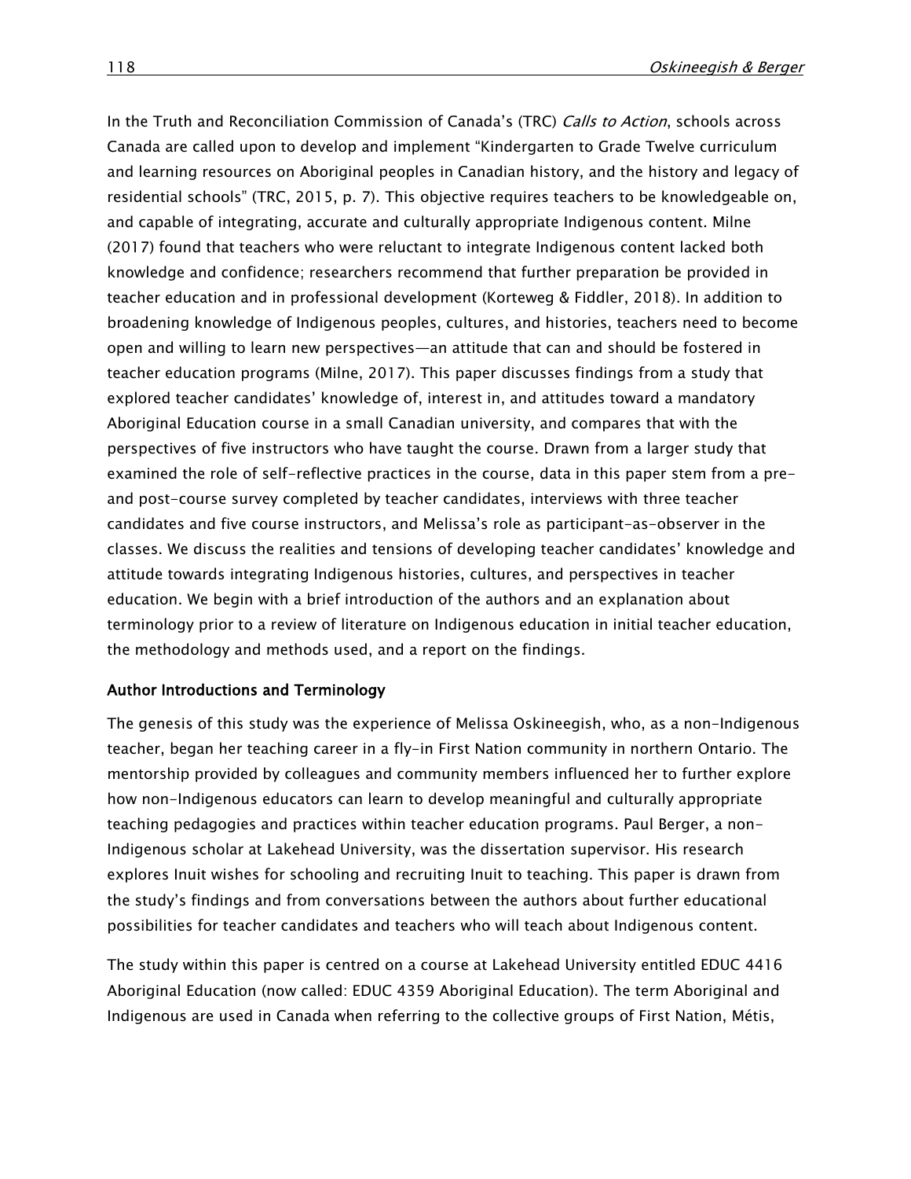In the Truth and Reconciliation Commission of Canada's (TRC) *Calls to Action*, schools across Canada are called upon to develop and implement "Kindergarten to Grade Twelve curriculum and learning resources on Aboriginal peoples in Canadian history, and the history and legacy of residential schools" (TRC, 2015, p. 7). This objective requires teachers to be knowledgeable on, and capable of integrating, accurate and culturally appropriate Indigenous content. Milne (2017) found that teachers who were reluctant to integrate Indigenous content lacked both knowledge and confidence; researchers recommend that further preparation be provided in teacher education and in professional development (Korteweg & Fiddler, 2018). In addition to broadening knowledge of Indigenous peoples, cultures, and histories, teachers need to become open and willing to learn new perspectives—an attitude that can and should be fostered in teacher education programs (Milne, 2017). This paper discusses findings from a study that explored teacher candidates' knowledge of, interest in, and attitudes toward a mandatory Aboriginal Education course in a small Canadian university, and compares that with the perspectives of five instructors who have taught the course. Drawn from a larger study that examined the role of self-reflective practices in the course, data in this paper stem from a pre- and post-course survey completed by teacher candidates, interviews with three teacher candidates and five course instructors, and Melissa's role as participant-as-observer in the classes. We discuss the realities and tensions of developing teacher candidates' knowledge and attitude towards integrating Indigenous histories, cultures, and perspectives in teacher education. We begin with a brief introduction of the authors and an explanation about terminology prior to a review of literature on Indigenous education in initial teacher education, the methodology and methods used, and a report on the findings.

## Author Introductions and Terminology

The genesis of this study was the experience of Melissa Oskineegish, who, as a non-Indigenous teacher, began her teaching career in a fly-in First Nation community in northern Ontario. The mentorship provided by colleagues and community members influenced her to further explore how non-Indigenous educators can learn to develop meaningful and culturally appropriate teaching pedagogies and practices within teacher education programs. Paul Berger, a non-Indigenous scholar at Lakehead University, was the dissertation supervisor. His research explores Inuit wishes for schooling and recruiting Inuit to teaching. This paper is drawn from the study's findings and from conversations between the authors about further educational possibilities for teacher candidates and teachers who will teach about Indigenous content.

The study within this paper is centred on a course at Lakehead University entitled EDUC 4416 Aboriginal Education (now called: EDUC 4359 Aboriginal Education). The term Aboriginal and Indigenous are used in Canada when referring to the collective groups of First Nation, Métis,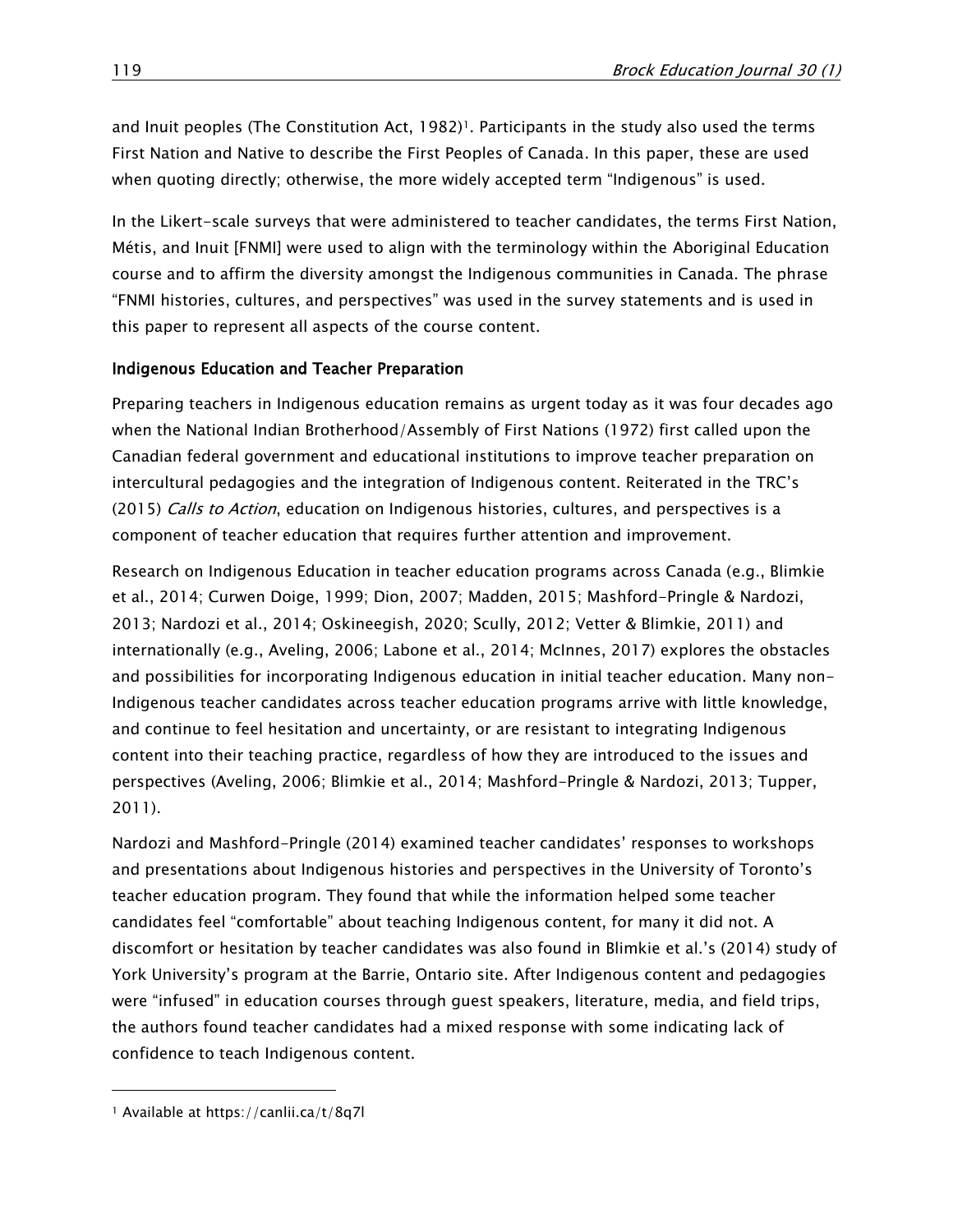and Inuit peoples (The Constitution Act, 1982)[1]. Participants in the study also used the terms First Nation and Native to describe the First Peoples of Canada. In this paper, these are used when quoting directly; otherwise, the more widely accepted term "Indigenous" is used.

In the Likert-scale surveys that were administered to teacher candidates, the terms First Nation, Métis, and Inuit [FNMI] were used to align with the terminology within the Aboriginal Education course and to affirm the diversity amongst the Indigenous communities in Canada. The phrase "FNMI histories, cultures, and perspectives" was used in the survey statements and is used in this paper to represent all aspects of the course content.

### Indigenous Education and Teacher Preparation

Preparing teachers in Indigenous education remains as urgent today as it was four decades ago when the National Indian Brotherhood/Assembly of First Nations (1972) first called upon the Canadian federal government and educational institutions to improve teacher preparation on intercultural pedagogies and the integration of Indigenous content. Reiterated in the TRC's (2015) *Calls to Action*, education on Indigenous histories, cultures, and perspectives is a component of teacher education that requires further attention and improvement.

Research on Indigenous Education in teacher education programs across Canada (e.g., Blimkie et al., 2014; Curwen Doige, 1999; Dion, 2007; Madden, 2015; Mashford-Pringle & Nardozi, 2013; Nardozi et al., 2014; Oskineegish, 2020; Scully, 2012; Vetter & Blimkie, 2011) and internationally (e.g., Aveling, 2006; Labone et al., 2014; McInnes, 2017) explores the obstacles and possibilities for incorporating Indigenous education in initial teacher education. Many non-Indigenous teacher candidates across teacher education programs arrive with little knowledge, and continue to feel hesitation and uncertainty, or are resistant to integrating Indigenous content into their teaching practice, regardless of how they are introduced to the issues and perspectives (Aveling, 2006; Blimkie et al., 2014; Mashford-Pringle & Nardozi, 2013; Tupper, 2011).

Nardozi and Mashford-Pringle (2014) examined teacher candidates' responses to workshops and presentations about Indigenous histories and perspectives in the University of Toronto's teacher education program. They found that while the information helped some teacher candidates feel "comfortable" about teaching Indigenous content, for many it did not. A discomfort or hesitation by teacher candidates was also found in Blimkie et al.'s (2014) study of York University's program at the Barrie, Ontario site. After Indigenous content and pedagogies were "infused" in education courses through guest speakers, literature, media, and field trips, the authors found teacher candidates had a mixed response with some indicating lack of confidence to teach Indigenous content.

[1] Available at https://canlii.ca/t/8q7l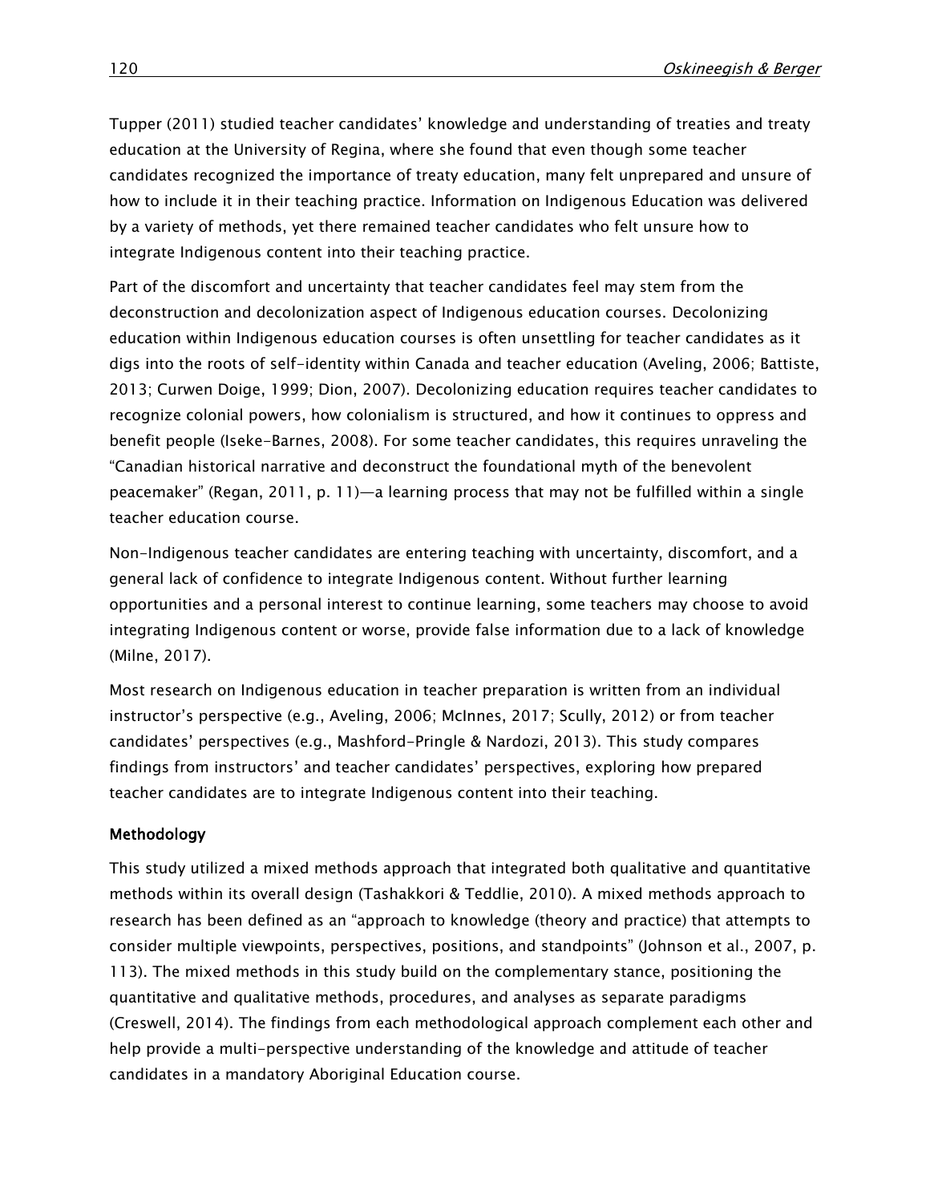Tupper (2011) studied teacher candidates' knowledge and understanding of treaties and treaty education at the University of Regina, where she found that even though some teacher candidates recognized the importance of treaty education, many felt unprepared and unsure of how to include it in their teaching practice. Information on Indigenous Education was delivered by a variety of methods, yet there remained teacher candidates who felt unsure how to integrate Indigenous content into their teaching practice.

Part of the discomfort and uncertainty that teacher candidates feel may stem from the deconstruction and decolonization aspect of Indigenous education courses. Decolonizing education within Indigenous education courses is often unsettling for teacher candidates as it digs into the roots of self-identity within Canada and teacher education (Aveling, 2006; Battiste, 2013; Curwen Doige, 1999; Dion, 2007). Decolonizing education requires teacher candidates to recognize colonial powers, how colonialism is structured, and how it continues to oppress and benefit people (Iseke-Barnes, 2008). For some teacher candidates, this requires unraveling the "Canadian historical narrative and deconstruct the foundational myth of the benevolent peacemaker" (Regan, 2011, p. 11)—a learning process that may not be fulfilled within a single teacher education course.

Non-Indigenous teacher candidates are entering teaching with uncertainty, discomfort, and a general lack of confidence to integrate Indigenous content. Without further learning opportunities and a personal interest to continue learning, some teachers may choose to avoid integrating Indigenous content or worse, provide false information due to a lack of knowledge (Milne, 2017).

Most research on Indigenous education in teacher preparation is written from an individual instructor's perspective (e.g., Aveling, 2006; McInnes, 2017; Scully, 2012) or from teacher candidates' perspectives (e.g., Mashford-Pringle & Nardozi, 2013). This study compares findings from instructors' and teacher candidates' perspectives, exploring how prepared teacher candidates are to integrate Indigenous content into their teaching.

## Methodology

This study utilized a mixed methods approach that integrated both qualitative and quantitative methods within its overall design (Tashakkori & Teddlie, 2010). A mixed methods approach to research has been defined as an "approach to knowledge (theory and practice) that attempts to consider multiple viewpoints, perspectives, positions, and standpoints" (Johnson et al., 2007, p. 113). The mixed methods in this study build on the complementary stance, positioning the quantitative and qualitative methods, procedures, and analyses as separate paradigms (Creswell, 2014). The findings from each methodological approach complement each other and help provide a multi-perspective understanding of the knowledge and attitude of teacher candidates in a mandatory Aboriginal Education course.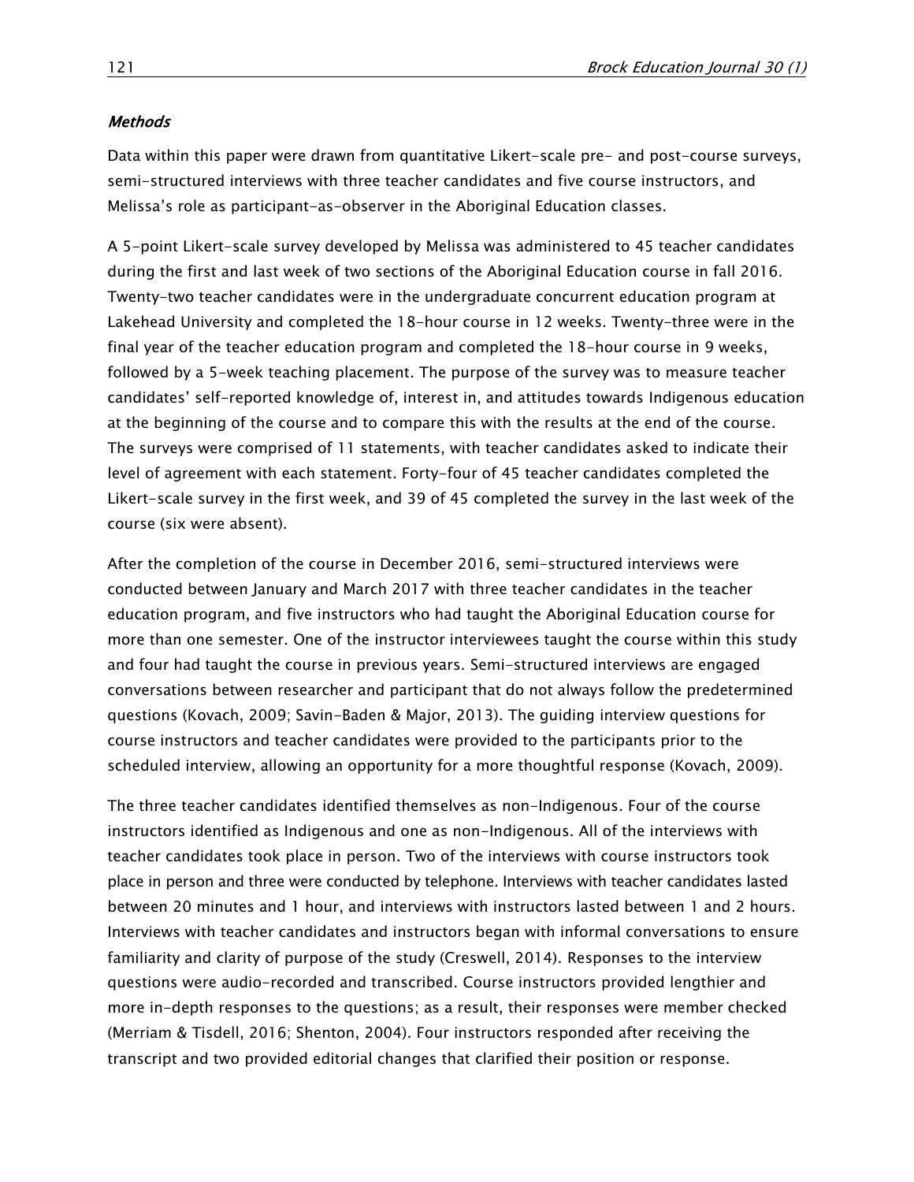### *Methods*

Data within this paper were drawn from quantitative Likert-scale pre- and post-course surveys, semi-structured interviews with three teacher candidates and five course instructors, and Melissa's role as participant-as-observer in the Aboriginal Education classes.

A 5-point Likert-scale survey developed by Melissa was administered to 45 teacher candidates during the first and last week of two sections of the Aboriginal Education course in fall 2016. Twenty-two teacher candidates were in the undergraduate concurrent education program at Lakehead University and completed the 18-hour course in 12 weeks. Twenty-three were in the final year of the teacher education program and completed the 18-hour course in 9 weeks, followed by a 5-week teaching placement. The purpose of the survey was to measure teacher candidates' self-reported knowledge of, interest in, and attitudes towards Indigenous education at the beginning of the course and to compare this with the results at the end of the course. The surveys were comprised of 11 statements, with teacher candidates asked to indicate their level of agreement with each statement. Forty-four of 45 teacher candidates completed the Likert-scale survey in the first week, and 39 of 45 completed the survey in the last week of the course (six were absent).

After the completion of the course in December 2016, semi-structured interviews were conducted between January and March 2017 with three teacher candidates in the teacher education program, and five instructors who had taught the Aboriginal Education course for more than one semester. One of the instructor interviewees taught the course within this study and four had taught the course in previous years. Semi-structured interviews are engaged conversations between researcher and participant that do not always follow the predetermined questions (Kovach, 2009; Savin-Baden & Major, 2013). The guiding interview questions for course instructors and teacher candidates were provided to the participants prior to the scheduled interview, allowing an opportunity for a more thoughtful response (Kovach, 2009).

The three teacher candidates identified themselves as non-Indigenous. Four of the course instructors identified as Indigenous and one as non-Indigenous. All of the interviews with teacher candidates took place in person. Two of the interviews with course instructors took place in person and three were conducted by telephone. Interviews with teacher candidates lasted between 20 minutes and 1 hour, and interviews with instructors lasted between 1 and 2 hours. Interviews with teacher candidates and instructors began with informal conversations to ensure familiarity and clarity of purpose of the study (Creswell, 2014). Responses to the interview questions were audio-recorded and transcribed. Course instructors provided lengthier and more in-depth responses to the questions; as a result, their responses were member checked (Merriam & Tisdell, 2016; Shenton, 2004). Four instructors responded after receiving the transcript and two provided editorial changes that clarified their position or response.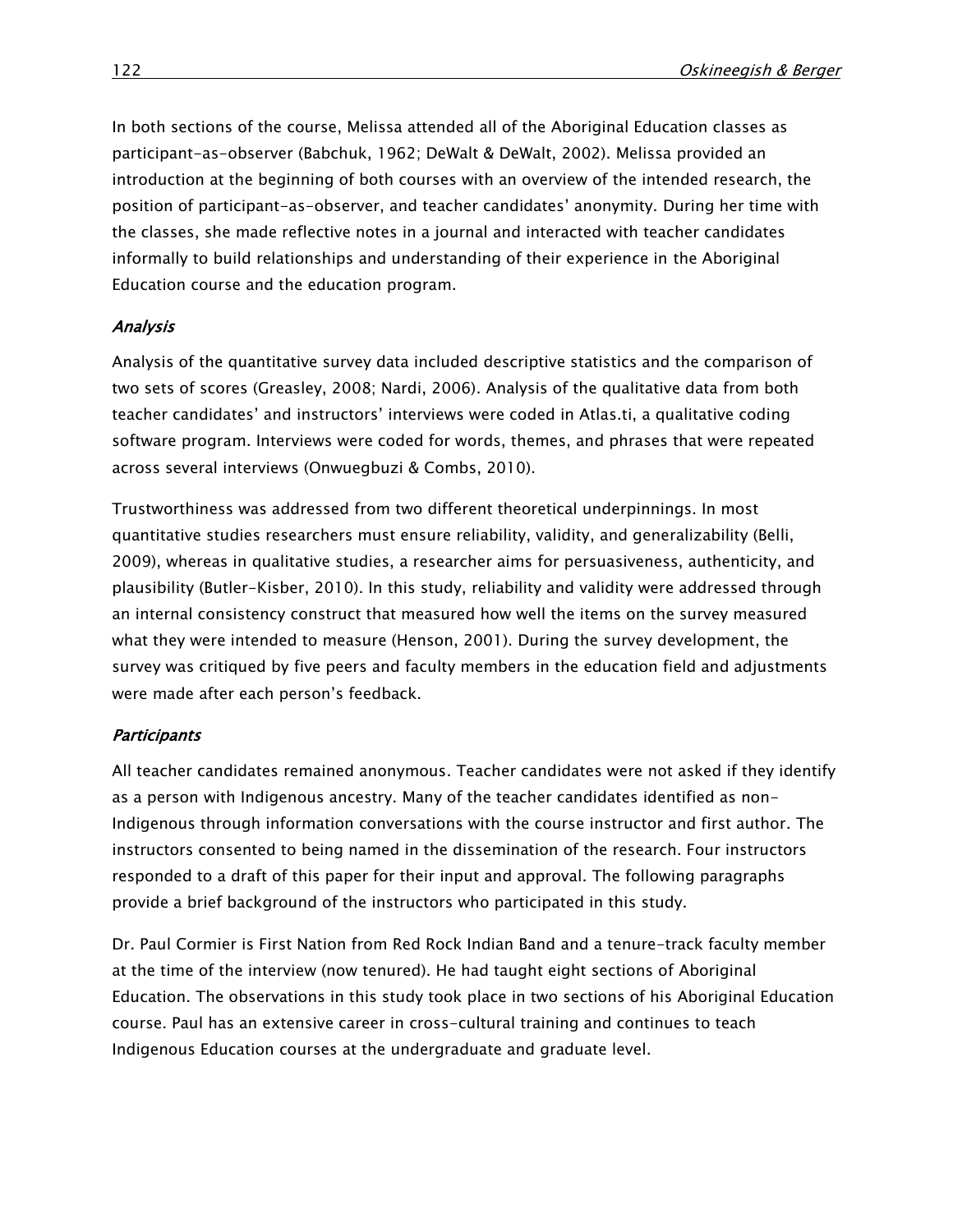In both sections of the course, Melissa attended all of the Aboriginal Education classes as participant-as-observer (Babchuk, 1962; DeWalt & DeWalt, 2002). Melissa provided an introduction at the beginning of both courses with an overview of the intended research, the position of participant-as-observer, and teacher candidates' anonymity. During her time with the classes, she made reflective notes in a journal and interacted with teacher candidates informally to build relationships and understanding of their experience in the Aboriginal Education course and the education program.

### *Analysis*

Analysis of the quantitative survey data included descriptive statistics and the comparison of two sets of scores (Greasley, 2008; Nardi, 2006). Analysis of the qualitative data from both teacher candidates' and instructors' interviews were coded in Atlas.ti, a qualitative coding software program. Interviews were coded for words, themes, and phrases that were repeated across several interviews (Onwuegbuzi & Combs, 2010).

Trustworthiness was addressed from two different theoretical underpinnings. In most quantitative studies researchers must ensure reliability, validity, and generalizability (Belli, 2009), whereas in qualitative studies, a researcher aims for persuasiveness, authenticity, and plausibility (Butler-Kisber, 2010). In this study, reliability and validity were addressed through an internal consistency construct that measured how well the items on the survey measured what they were intended to measure (Henson, 2001). During the survey development, the survey was critiqued by five peers and faculty members in the education field and adjustments were made after each person's feedback.

### *Participants*

All teacher candidates remained anonymous. Teacher candidates were not asked if they identify as a person with Indigenous ancestry. Many of the teacher candidates identified as non-Indigenous through information conversations with the course instructor and first author. The instructors consented to being named in the dissemination of the research. Four instructors responded to a draft of this paper for their input and approval. The following paragraphs provide a brief background of the instructors who participated in this study.

Dr. Paul Cormier is First Nation from Red Rock Indian Band and a tenure-track faculty member at the time of the interview (now tenured). He had taught eight sections of Aboriginal Education. The observations in this study took place in two sections of his Aboriginal Education course. Paul has an extensive career in cross-cultural training and continues to teach Indigenous Education courses at the undergraduate and graduate level.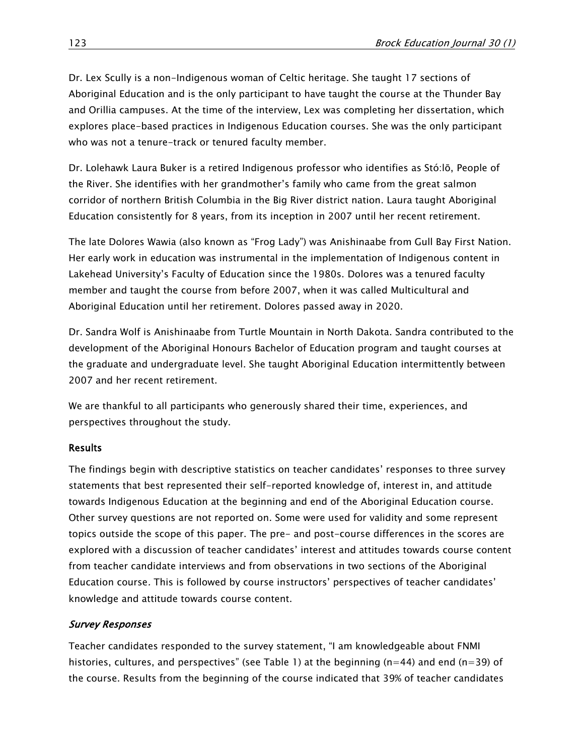Dr. Lex Scully is a non-Indigenous woman of Celtic heritage. She taught 17 sections of Aboriginal Education and is the only participant to have taught the course at the Thunder Bay and Orillia campuses. At the time of the interview, Lex was completing her dissertation, which explores place-based practices in Indigenous Education courses. She was the only participant who was not a tenure-track or tenured faculty member.

Dr. Lolehawk Laura Buker is a retired Indigenous professor who identifies as Stó:lō, People of the River. She identifies with her grandmother's family who came from the great salmon corridor of northern British Columbia in the Big River district nation. Laura taught Aboriginal Education consistently for 8 years, from its inception in 2007 until her recent retirement.

The late Dolores Wawia (also known as "Frog Lady") was Anishinaabe from Gull Bay First Nation. Her early work in education was instrumental in the implementation of Indigenous content in Lakehead University's Faculty of Education since the 1980s. Dolores was a tenured faculty member and taught the course from before 2007, when it was called Multicultural and Aboriginal Education until her retirement. Dolores passed away in 2020.

Dr. Sandra Wolf is Anishinaabe from Turtle Mountain in North Dakota. Sandra contributed to the development of the Aboriginal Honours Bachelor of Education program and taught courses at the graduate and undergraduate level. She taught Aboriginal Education intermittently between 2007 and her recent retirement.

We are thankful to all participants who generously shared their time, experiences, and perspectives throughout the study.

## Results

The findings begin with descriptive statistics on teacher candidates' responses to three survey statements that best represented their self-reported knowledge of, interest in, and attitude towards Indigenous Education at the beginning and end of the Aboriginal Education course. Other survey questions are not reported on. Some were used for validity and some represent topics outside the scope of this paper. The pre- and post-course differences in the scores are explored with a discussion of teacher candidates' interest and attitudes towards course content from teacher candidate interviews and from observations in two sections of the Aboriginal Education course. This is followed by course instructors' perspectives of teacher candidates' knowledge and attitude towards course content.

### *Survey Responses*

Teacher candidates responded to the survey statement, "I am knowledgeable about FNMI histories, cultures, and perspectives" (see Table 1) at the beginning ($n=44$) and end ($n=39$) of the course. Results from the beginning of the course indicated that 39% of teacher candidates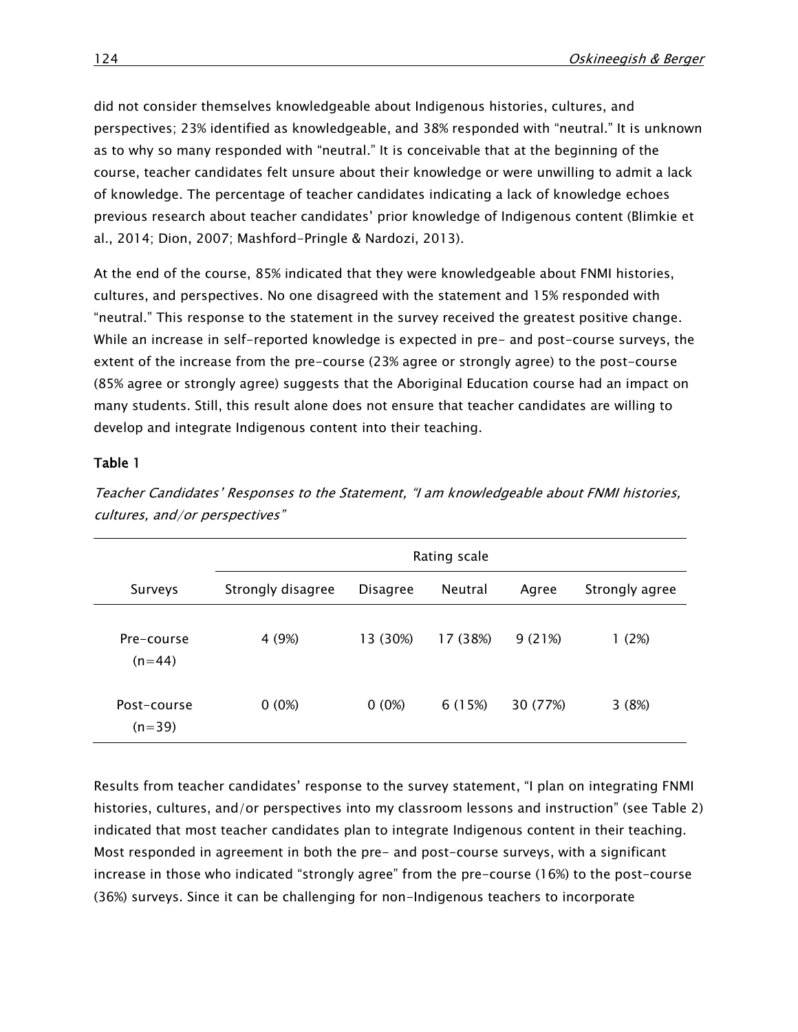did not consider themselves knowledgeable about Indigenous histories, cultures, and perspectives; 23% identified as knowledgeable, and 38% responded with "neutral." It is unknown as to why so many responded with "neutral." It is conceivable that at the beginning of the course, teacher candidates felt unsure about their knowledge or were unwilling to admit a lack of knowledge. The percentage of teacher candidates indicating a lack of knowledge echoes previous research about teacher candidates' prior knowledge of Indigenous content (Blimkie et al., 2014; Dion, 2007; Mashford-Pringle & Nardozi, 2013).

At the end of the course, 85% indicated that they were knowledgeable about FNMI histories, cultures, and perspectives. No one disagreed with the statement and 15% responded with "neutral." This response to the statement in the survey received the greatest positive change. While an increase in self-reported knowledge is expected in pre- and post-course surveys, the extent of the increase from the pre-course (23% agree or strongly agree) to the post-course (85% agree or strongly agree) suggests that the Aboriginal Education course had an impact on many students. Still, this result alone does not ensure that teacher candidates are willing to develop and integrate Indigenous content into their teaching.

**Table 1**

*Teacher Candidates' Responses to the Statement, "I am knowledgeable about FNMI histories, cultures, and/or perspectives"*

| | Rating scale | | | | |
|---|---|---|---|---|---|
| Surveys | Strongly disagree | Disagree | Neutral | Agree | Strongly agree |
| Pre-course (n=44) | 4 (9%) | 13 (30%) | 17 (38%) | 9 (21%) | 1 (2%) |
| Post-course (n=39) | 0 (0%) | 0 (0%) | 6 (15%) | 30 (77%) | 3 (8%) |

Results from teacher candidates' response to the survey statement, "I plan on integrating FNMI histories, cultures, and/or perspectives into my classroom lessons and instruction" (see Table 2) indicated that most teacher candidates plan to integrate Indigenous content in their teaching. Most responded in agreement in both the pre- and post-course surveys, with a significant increase in those who indicated "strongly agree" from the pre-course (16%) to the post-course (36%) surveys. Since it can be challenging for non-Indigenous teachers to incorporate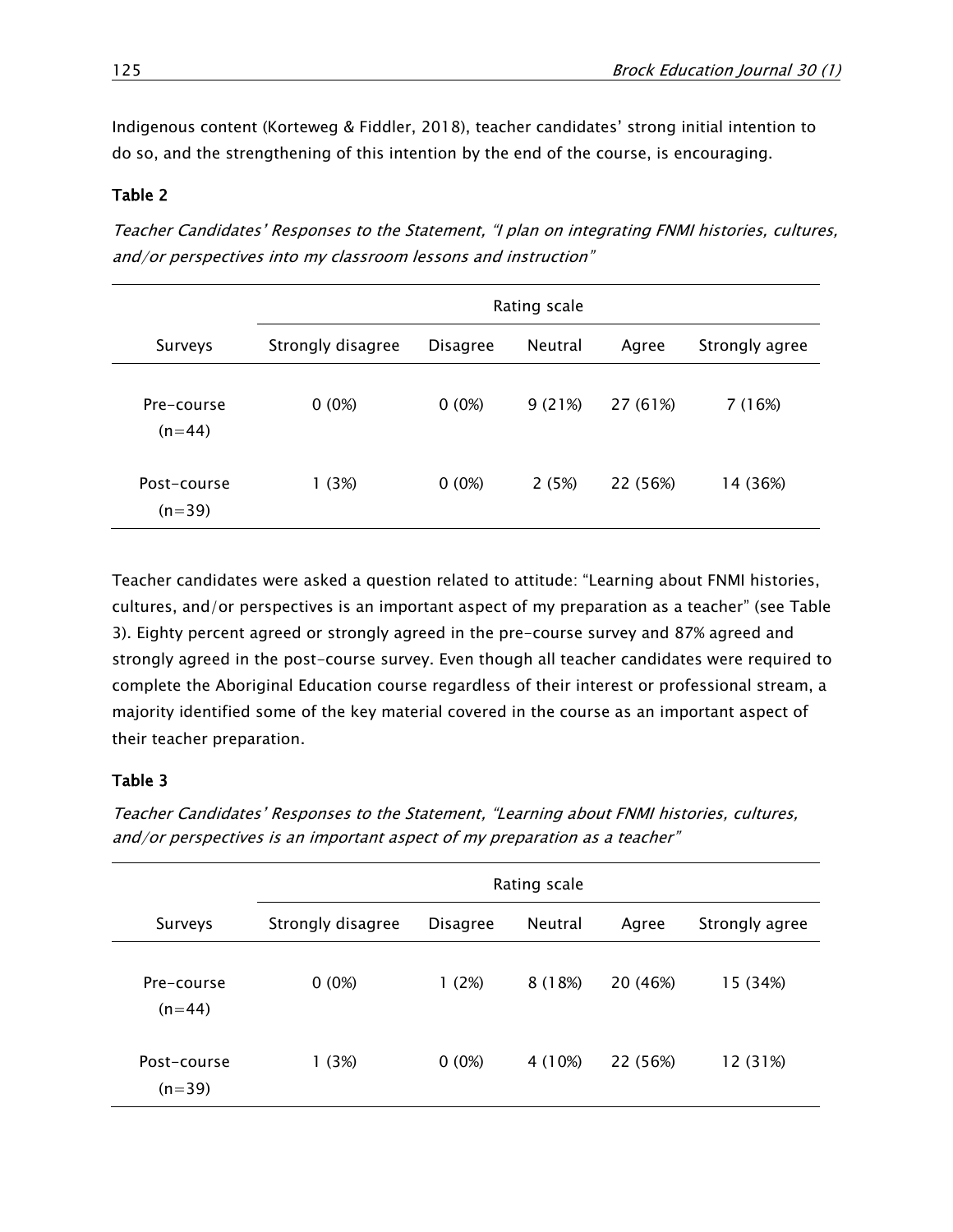Indigenous content (Korteweg & Fiddler, 2018), teacher candidates' strong initial intention to do so, and the strengthening of this intention by the end of the course, is encouraging.

**Table 2**

*Teacher Candidates' Responses to the Statement, "I plan on integrating FNMI histories, cultures, and/or perspectives into my classroom lessons and instruction"*

| | Rating scale | | | | |
|---|---|---|---|---|---|
| Surveys | Strongly disagree | Disagree | Neutral | Agree | Strongly agree |
| Pre-course (n=44) | 0 (0%) | 0 (0%) | 9 (21%) | 27 (61%) | 7 (16%) |
| Post-course (n=39) | 1 (3%) | 0 (0%) | 2 (5%) | 22 (56%) | 14 (36%) |

Teacher candidates were asked a question related to attitude: "Learning about FNMI histories, cultures, and/or perspectives is an important aspect of my preparation as a teacher" (see Table 3). Eighty percent agreed or strongly agreed in the pre-course survey and 87% agreed and strongly agreed in the post-course survey. Even though all teacher candidates were required to complete the Aboriginal Education course regardless of their interest or professional stream, a majority identified some of the key material covered in the course as an important aspect of their teacher preparation.

**Table 3**

*Teacher Candidates' Responses to the Statement, "Learning about FNMI histories, cultures, and/or perspectives is an important aspect of my preparation as a teacher"*

| | Rating scale | | | | |
|---|---|---|---|---|---|
| Surveys | Strongly disagree | Disagree | Neutral | Agree | Strongly agree |
| Pre-course (n=44) | 0 (0%) | 1 (2%) | 8 (18%) | 20 (46%) | 15 (34%) |
| Post-course (n=39) | 1 (3%) | 0 (0%) | 4 (10%) | 22 (56%) | 12 (31%) |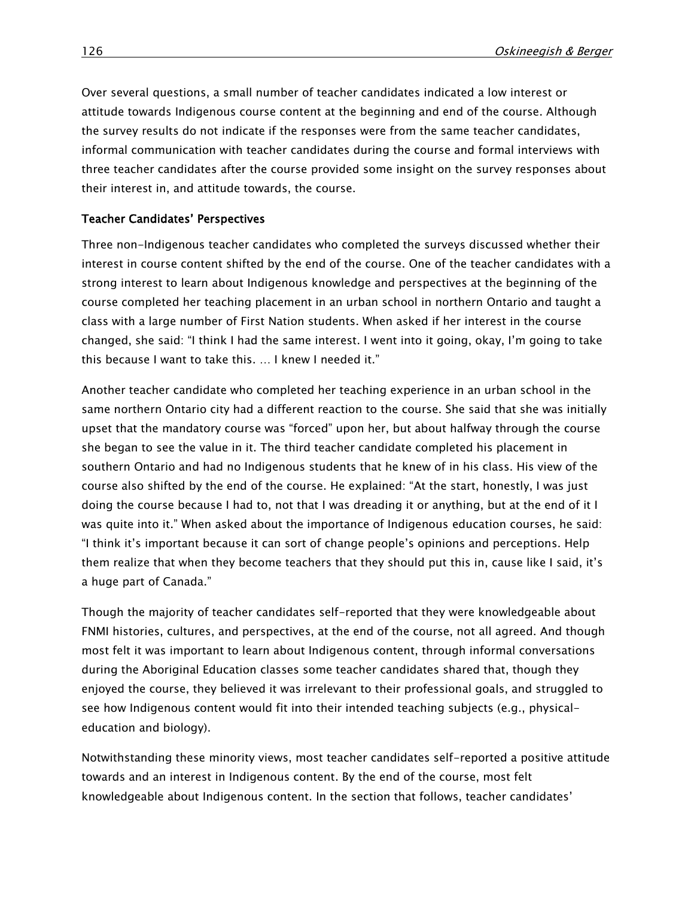Over several questions, a small number of teacher candidates indicated a low interest or attitude towards Indigenous course content at the beginning and end of the course. Although the survey results do not indicate if the responses were from the same teacher candidates, informal communication with teacher candidates during the course and formal interviews with three teacher candidates after the course provided some insight on the survey responses about their interest in, and attitude towards, the course.

### Teacher Candidates' Perspectives

Three non-Indigenous teacher candidates who completed the surveys discussed whether their interest in course content shifted by the end of the course. One of the teacher candidates with a strong interest to learn about Indigenous knowledge and perspectives at the beginning of the course completed her teaching placement in an urban school in northern Ontario and taught a class with a large number of First Nation students. When asked if her interest in the course changed, she said: "I think I had the same interest. I went into it going, okay, I'm going to take this because I want to take this. … I knew I needed it."

Another teacher candidate who completed her teaching experience in an urban school in the same northern Ontario city had a different reaction to the course. She said that she was initially upset that the mandatory course was "forced" upon her, but about halfway through the course she began to see the value in it. The third teacher candidate completed his placement in southern Ontario and had no Indigenous students that he knew of in his class. His view of the course also shifted by the end of the course. He explained: "At the start, honestly, I was just doing the course because I had to, not that I was dreading it or anything, but at the end of it I was quite into it." When asked about the importance of Indigenous education courses, he said: "I think it's important because it can sort of change people's opinions and perceptions. Help them realize that when they become teachers that they should put this in, cause like I said, it's a huge part of Canada."

Though the majority of teacher candidates self-reported that they were knowledgeable about FNMI histories, cultures, and perspectives, at the end of the course, not all agreed. And though most felt it was important to learn about Indigenous content, through informal conversations during the Aboriginal Education classes some teacher candidates shared that, though they enjoyed the course, they believed it was irrelevant to their professional goals, and struggled to see how Indigenous content would fit into their intended teaching subjects (e.g., physical-education and biology).

Notwithstanding these minority views, most teacher candidates self-reported a positive attitude towards and an interest in Indigenous content. By the end of the course, most felt knowledgeable about Indigenous content. In the section that follows, teacher candidates'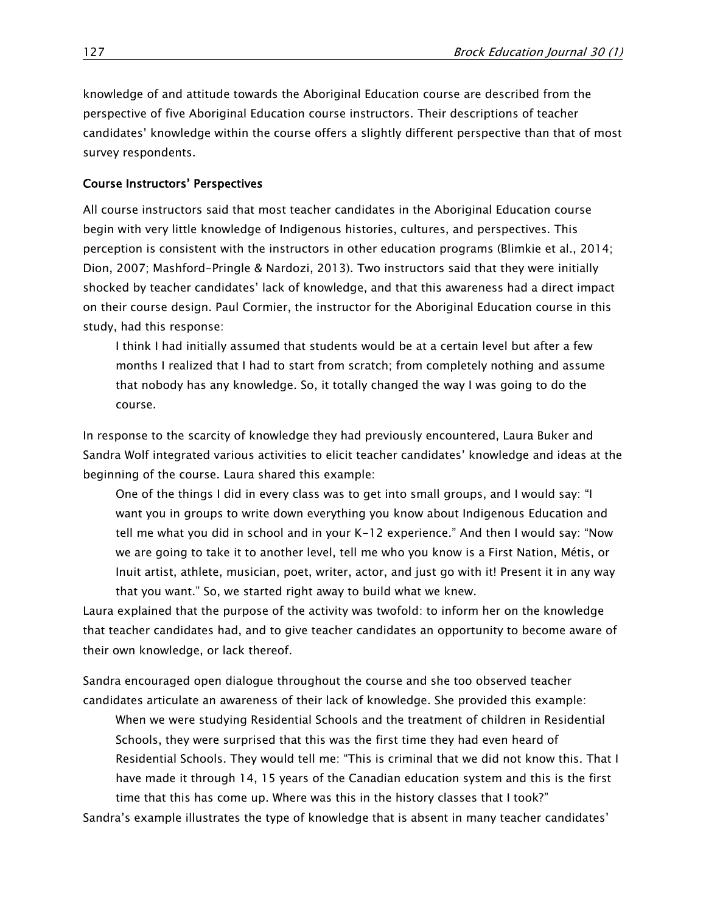knowledge of and attitude towards the Aboriginal Education course are described from the perspective of five Aboriginal Education course instructors. Their descriptions of teacher candidates' knowledge within the course offers a slightly different perspective than that of most survey respondents.

### Course Instructors' Perspectives

All course instructors said that most teacher candidates in the Aboriginal Education course begin with very little knowledge of Indigenous histories, cultures, and perspectives. This perception is consistent with the instructors in other education programs (Blimkie et al., 2014; Dion, 2007; Mashford-Pringle & Nardozi, 2013). Two instructors said that they were initially shocked by teacher candidates' lack of knowledge, and that this awareness had a direct impact on their course design. Paul Cormier, the instructor for the Aboriginal Education course in this study, had this response:

> I think I had initially assumed that students would be at a certain level but after a few months I realized that I had to start from scratch; from completely nothing and assume that nobody has any knowledge. So, it totally changed the way I was going to do the course.

In response to the scarcity of knowledge they had previously encountered, Laura Buker and Sandra Wolf integrated various activities to elicit teacher candidates' knowledge and ideas at the beginning of the course. Laura shared this example:

> One of the things I did in every class was to get into small groups, and I would say: "I want you in groups to write down everything you know about Indigenous Education and tell me what you did in school and in your K-12 experience." And then I would say: "Now we are going to take it to another level, tell me who you know is a First Nation, Métis, or Inuit artist, athlete, musician, poet, writer, actor, and just go with it! Present it in any way that you want." So, we started right away to build what we knew.

Laura explained that the purpose of the activity was twofold: to inform her on the knowledge that teacher candidates had, and to give teacher candidates an opportunity to become aware of their own knowledge, or lack thereof.

Sandra encouraged open dialogue throughout the course and she too observed teacher candidates articulate an awareness of their lack of knowledge. She provided this example:

> When we were studying Residential Schools and the treatment of children in Residential Schools, they were surprised that this was the first time they had even heard of Residential Schools. They would tell me: "This is criminal that we did not know this. That I have made it through 14, 15 years of the Canadian education system and this is the first time that this has come up. Where was this in the history classes that I took?"

Sandra's example illustrates the type of knowledge that is absent in many teacher candidates'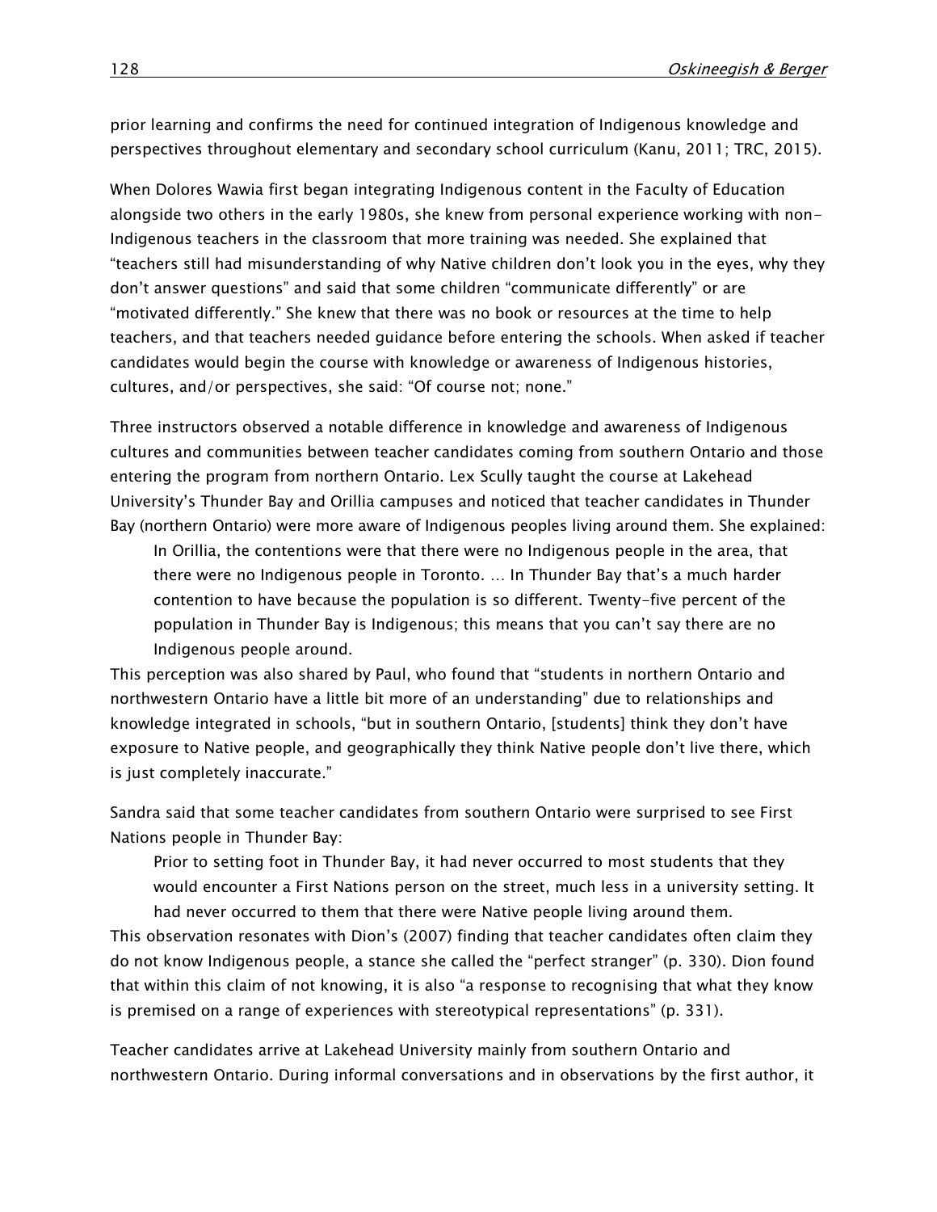prior learning and confirms the need for continued integration of Indigenous knowledge and perspectives throughout elementary and secondary school curriculum (Kanu, 2011; TRC, 2015).

When Dolores Wawia first began integrating Indigenous content in the Faculty of Education alongside two others in the early 1980s, she knew from personal experience working with non-Indigenous teachers in the classroom that more training was needed. She explained that "teachers still had misunderstanding of why Native children don't look you in the eyes, why they don't answer questions" and said that some children "communicate differently" or are "motivated differently." She knew that there was no book or resources at the time to help teachers, and that teachers needed guidance before entering the schools. When asked if teacher candidates would begin the course with knowledge or awareness of Indigenous histories, cultures, and/or perspectives, she said: "Of course not; none."

Three instructors observed a notable difference in knowledge and awareness of Indigenous cultures and communities between teacher candidates coming from southern Ontario and those entering the program from northern Ontario. Lex Scully taught the course at Lakehead University's Thunder Bay and Orillia campuses and noticed that teacher candidates in Thunder Bay (northern Ontario) were more aware of Indigenous peoples living around them. She explained:

> In Orillia, the contentions were that there were no Indigenous people in the area, that there were no Indigenous people in Toronto. … In Thunder Bay that's a much harder contention to have because the population is so different. Twenty-five percent of the population in Thunder Bay is Indigenous; this means that you can't say there are no Indigenous people around.

This perception was also shared by Paul, who found that "students in northern Ontario and northwestern Ontario have a little bit more of an understanding" due to relationships and knowledge integrated in schools, "but in southern Ontario, [students] think they don't have exposure to Native people, and geographically they think Native people don't live there, which is just completely inaccurate."

Sandra said that some teacher candidates from southern Ontario were surprised to see First Nations people in Thunder Bay:

> Prior to setting foot in Thunder Bay, it had never occurred to most students that they would encounter a First Nations person on the street, much less in a university setting. It had never occurred to them that there were Native people living around them.

This observation resonates with Dion's (2007) finding that teacher candidates often claim they do not know Indigenous people, a stance she called the "perfect stranger" (p. 330). Dion found that within this claim of not knowing, it is also "a response to recognising that what they know is premised on a range of experiences with stereotypical representations" (p. 331).

Teacher candidates arrive at Lakehead University mainly from southern Ontario and northwestern Ontario. During informal conversations and in observations by the first author, it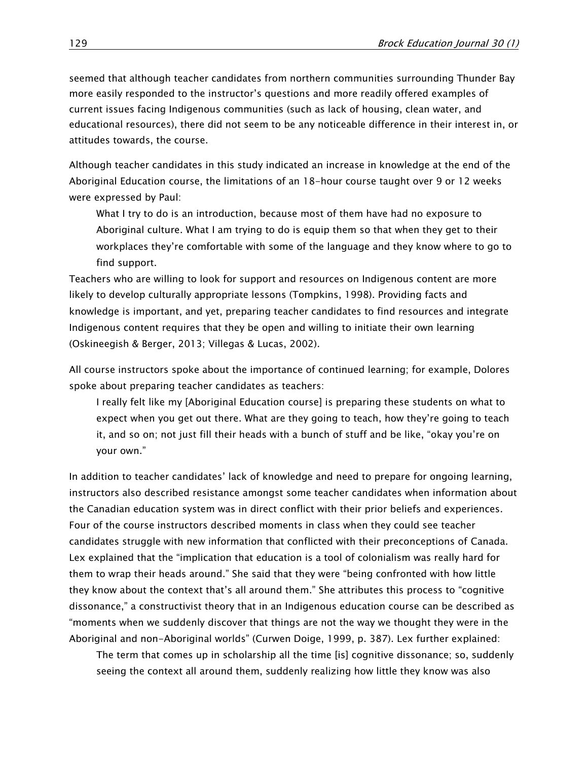seemed that although teacher candidates from northern communities surrounding Thunder Bay more easily responded to the instructor's questions and more readily offered examples of current issues facing Indigenous communities (such as lack of housing, clean water, and educational resources), there did not seem to be any noticeable difference in their interest in, or attitudes towards, the course.

Although teacher candidates in this study indicated an increase in knowledge at the end of the Aboriginal Education course, the limitations of an 18-hour course taught over 9 or 12 weeks were expressed by Paul:

> What I try to do is an introduction, because most of them have had no exposure to Aboriginal culture. What I am trying to do is equip them so that when they get to their workplaces they're comfortable with some of the language and they know where to go to find support.

Teachers who are willing to look for support and resources on Indigenous content are more likely to develop culturally appropriate lessons (Tompkins, 1998). Providing facts and knowledge is important, and yet, preparing teacher candidates to find resources and integrate Indigenous content requires that they be open and willing to initiate their own learning (Oskineegish & Berger, 2013; Villegas & Lucas, 2002).

All course instructors spoke about the importance of continued learning; for example, Dolores spoke about preparing teacher candidates as teachers:

> I really felt like my [Aboriginal Education course] is preparing these students on what to expect when you get out there. What are they going to teach, how they're going to teach it, and so on; not just fill their heads with a bunch of stuff and be like, "okay you're on your own."

In addition to teacher candidates' lack of knowledge and need to prepare for ongoing learning, instructors also described resistance amongst some teacher candidates when information about the Canadian education system was in direct conflict with their prior beliefs and experiences. Four of the course instructors described moments in class when they could see teacher candidates struggle with new information that conflicted with their preconceptions of Canada. Lex explained that the "implication that education is a tool of colonialism was really hard for them to wrap their heads around." She said that they were "being confronted with how little they know about the context that's all around them." She attributes this process to "cognitive dissonance," a constructivist theory that in an Indigenous education course can be described as "moments when we suddenly discover that things are not the way we thought they were in the Aboriginal and non-Aboriginal worlds" (Curwen Doige, 1999, p. 387). Lex further explained:

> The term that comes up in scholarship all the time [is] cognitive dissonance; so, suddenly seeing the context all around them, suddenly realizing how little they know was also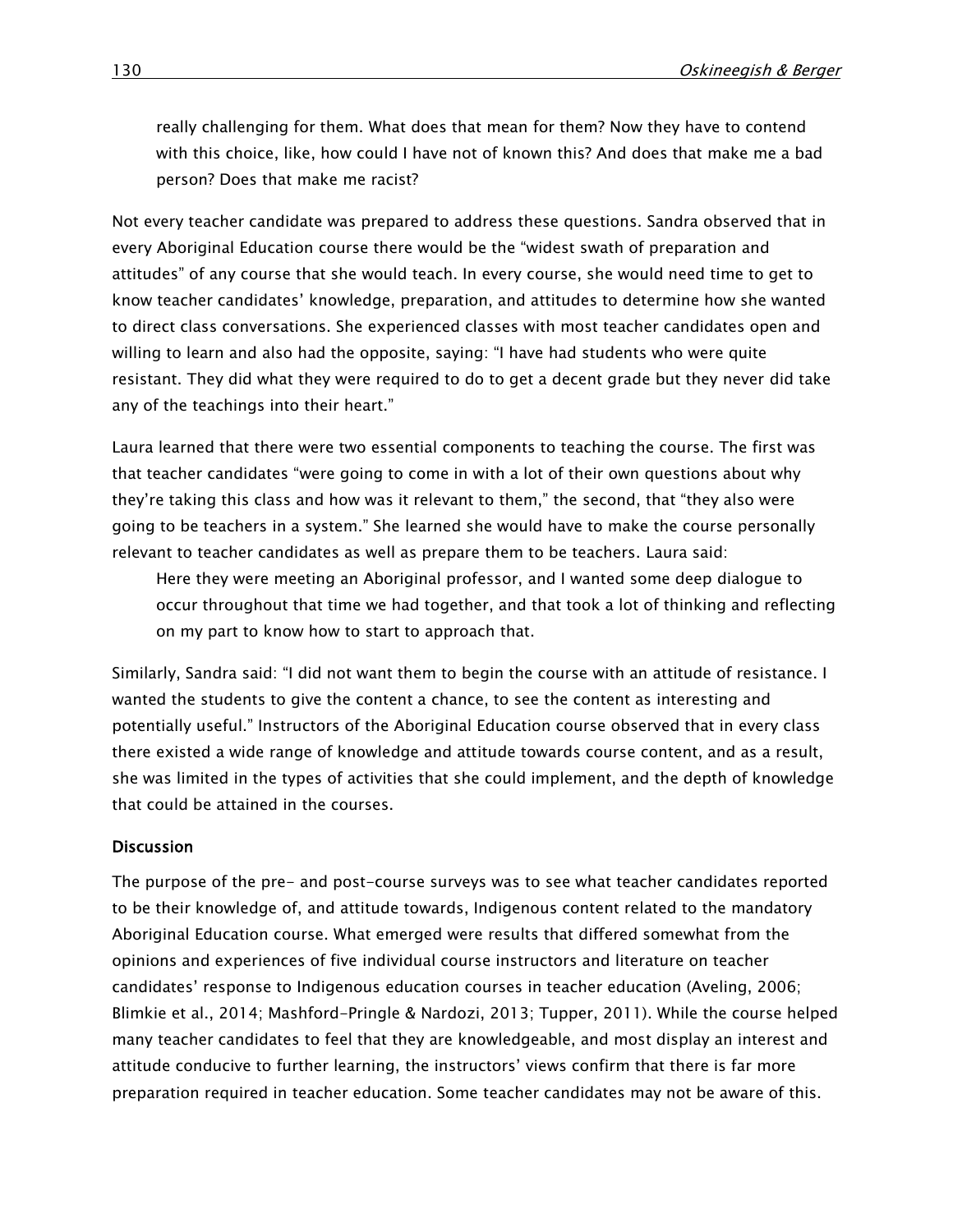> really challenging for them. What does that mean for them? Now they have to contend with this choice, like, how could I have not of known this? And does that make me a bad person? Does that make me racist?

Not every teacher candidate was prepared to address these questions. Sandra observed that in every Aboriginal Education course there would be the "widest swath of preparation and attitudes" of any course that she would teach. In every course, she would need time to get to know teacher candidates' knowledge, preparation, and attitudes to determine how she wanted to direct class conversations. She experienced classes with most teacher candidates open and willing to learn and also had the opposite, saying: "I have had students who were quite resistant. They did what they were required to do to get a decent grade but they never did take any of the teachings into their heart."

Laura learned that there were two essential components to teaching the course. The first was that teacher candidates "were going to come in with a lot of their own questions about why they're taking this class and how was it relevant to them," the second, that "they also were going to be teachers in a system." She learned she would have to make the course personally relevant to teacher candidates as well as prepare them to be teachers. Laura said:

> Here they were meeting an Aboriginal professor, and I wanted some deep dialogue to occur throughout that time we had together, and that took a lot of thinking and reflecting on my part to know how to start to approach that.

Similarly, Sandra said: "I did not want them to begin the course with an attitude of resistance. I wanted the students to give the content a chance, to see the content as interesting and potentially useful." Instructors of the Aboriginal Education course observed that in every class there existed a wide range of knowledge and attitude towards course content, and as a result, she was limited in the types of activities that she could implement, and the depth of knowledge that could be attained in the courses.

### Discussion

The purpose of the pre- and post-course surveys was to see what teacher candidates reported to be their knowledge of, and attitude towards, Indigenous content related to the mandatory Aboriginal Education course. What emerged were results that differed somewhat from the opinions and experiences of five individual course instructors and literature on teacher candidates' response to Indigenous education courses in teacher education (Aveling, 2006; Blimkie et al., 2014; Mashford-Pringle & Nardozi, 2013; Tupper, 2011). While the course helped many teacher candidates to feel that they are knowledgeable, and most display an interest and attitude conducive to further learning, the instructors' views confirm that there is far more preparation required in teacher education. Some teacher candidates may not be aware of this.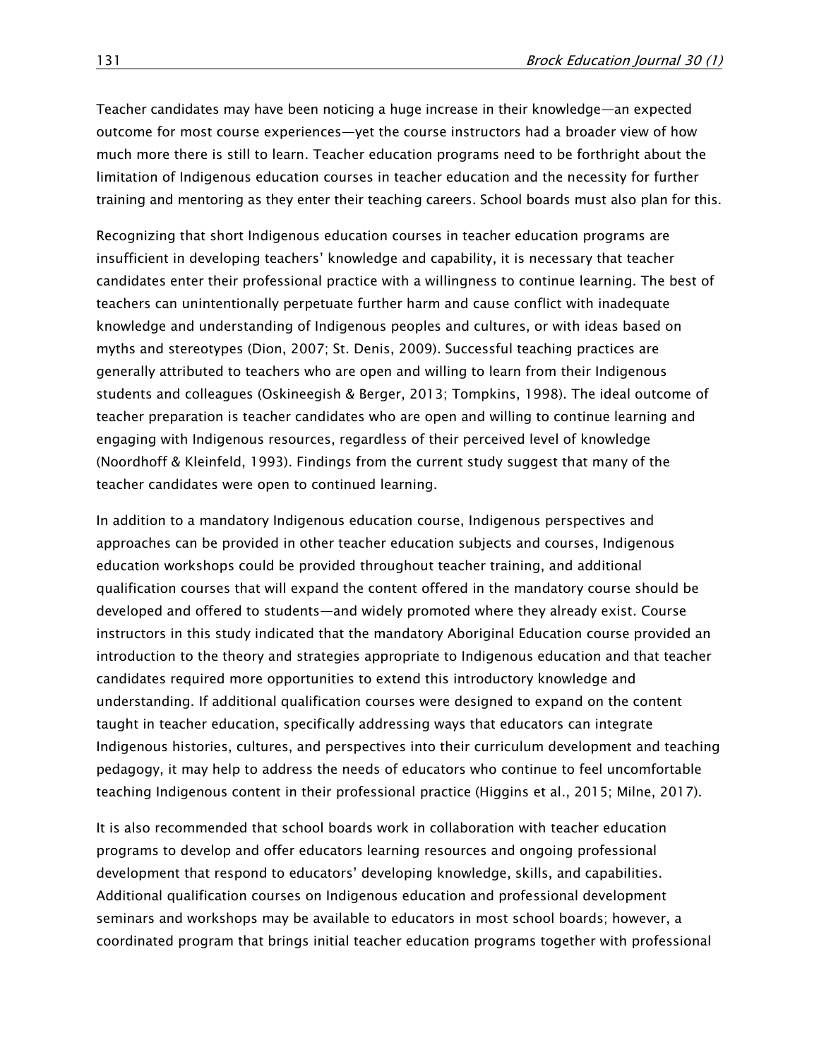Teacher candidates may have been noticing a huge increase in their knowledge—an expected outcome for most course experiences—yet the course instructors had a broader view of how much more there is still to learn. Teacher education programs need to be forthright about the limitation of Indigenous education courses in teacher education and the necessity for further training and mentoring as they enter their teaching careers. School boards must also plan for this.

Recognizing that short Indigenous education courses in teacher education programs are insufficient in developing teachers' knowledge and capability, it is necessary that teacher candidates enter their professional practice with a willingness to continue learning. The best of teachers can unintentionally perpetuate further harm and cause conflict with inadequate knowledge and understanding of Indigenous peoples and cultures, or with ideas based on myths and stereotypes (Dion, 2007; St. Denis, 2009). Successful teaching practices are generally attributed to teachers who are open and willing to learn from their Indigenous students and colleagues (Oskineegish & Berger, 2013; Tompkins, 1998). The ideal outcome of teacher preparation is teacher candidates who are open and willing to continue learning and engaging with Indigenous resources, regardless of their perceived level of knowledge (Noordhoff & Kleinfeld, 1993). Findings from the current study suggest that many of the teacher candidates were open to continued learning.

In addition to a mandatory Indigenous education course, Indigenous perspectives and approaches can be provided in other teacher education subjects and courses, Indigenous education workshops could be provided throughout teacher training, and additional qualification courses that will expand the content offered in the mandatory course should be developed and offered to students—and widely promoted where they already exist. Course instructors in this study indicated that the mandatory Aboriginal Education course provided an introduction to the theory and strategies appropriate to Indigenous education and that teacher candidates required more opportunities to extend this introductory knowledge and understanding. If additional qualification courses were designed to expand on the content taught in teacher education, specifically addressing ways that educators can integrate Indigenous histories, cultures, and perspectives into their curriculum development and teaching pedagogy, it may help to address the needs of educators who continue to feel uncomfortable teaching Indigenous content in their professional practice (Higgins et al., 2015; Milne, 2017).

It is also recommended that school boards work in collaboration with teacher education programs to develop and offer educators learning resources and ongoing professional development that respond to educators' developing knowledge, skills, and capabilities. Additional qualification courses on Indigenous education and professional development seminars and workshops may be available to educators in most school boards; however, a coordinated program that brings initial teacher education programs together with professional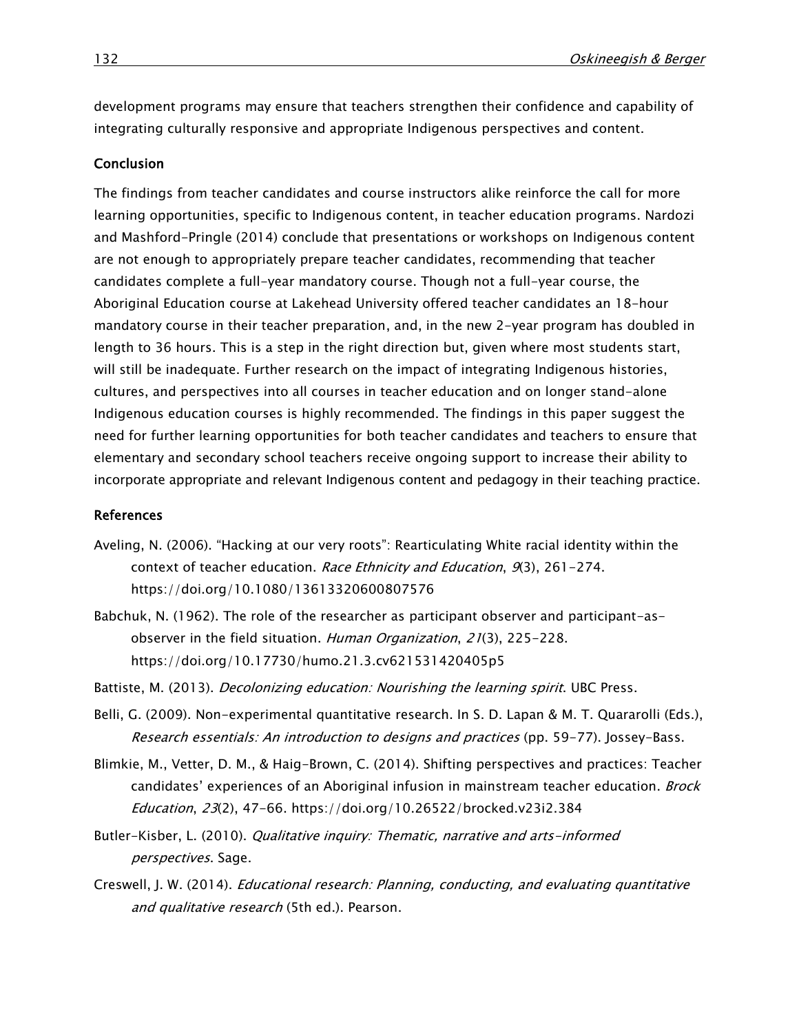development programs may ensure that teachers strengthen their confidence and capability of integrating culturally responsive and appropriate Indigenous perspectives and content.

## Conclusion

The findings from teacher candidates and course instructors alike reinforce the call for more learning opportunities, specific to Indigenous content, in teacher education programs. Nardozi and Mashford-Pringle (2014) conclude that presentations or workshops on Indigenous content are not enough to appropriately prepare teacher candidates, recommending that teacher candidates complete a full-year mandatory course. Though not a full-year course, the Aboriginal Education course at Lakehead University offered teacher candidates an 18-hour mandatory course in their teacher preparation, and, in the new 2-year program has doubled in length to 36 hours. This is a step in the right direction but, given where most students start, will still be inadequate. Further research on the impact of integrating Indigenous histories, cultures, and perspectives into all courses in teacher education and on longer stand-alone Indigenous education courses is highly recommended. The findings in this paper suggest the need for further learning opportunities for both teacher candidates and teachers to ensure that elementary and secondary school teachers receive ongoing support to increase their ability to incorporate appropriate and relevant Indigenous content and pedagogy in their teaching practice.

## References

Aveling, N. (2006). "Hacking at our very roots": Rearticulating White racial identity within the context of teacher education. *Race Ethnicity and Education*, *9*(3), 261–274. https://doi.org/10.1080/13613320600807576

Babchuk, N. (1962). The role of the researcher as participant observer and participant-as-observer in the field situation. *Human Organization*, *21*(3), 225–228. https://doi.org/10.17730/humo.21.3.cv621531420405p5

Battiste, M. (2013). *Decolonizing education: Nourishing the learning spirit*. UBC Press.

Belli, G. (2009). Non-experimental quantitative research. In S. D. Lapan & M. T. Quararolli (Eds.), *Research essentials: An introduction to designs and practices* (pp. 59–77). Jossey-Bass.

Blimkie, M., Vetter, D. M., & Haig-Brown, C. (2014). Shifting perspectives and practices: Teacher candidates' experiences of an Aboriginal infusion in mainstream teacher education. *Brock Education*, *23*(2), 47–66. https://doi.org/10.26522/brocked.v23i2.384

Butler-Kisber, L. (2010). *Qualitative inquiry: Thematic, narrative and arts-informed perspectives*. Sage.

Creswell, J. W. (2014). *Educational research: Planning, conducting, and evaluating quantitative and qualitative research* (5th ed.). Pearson.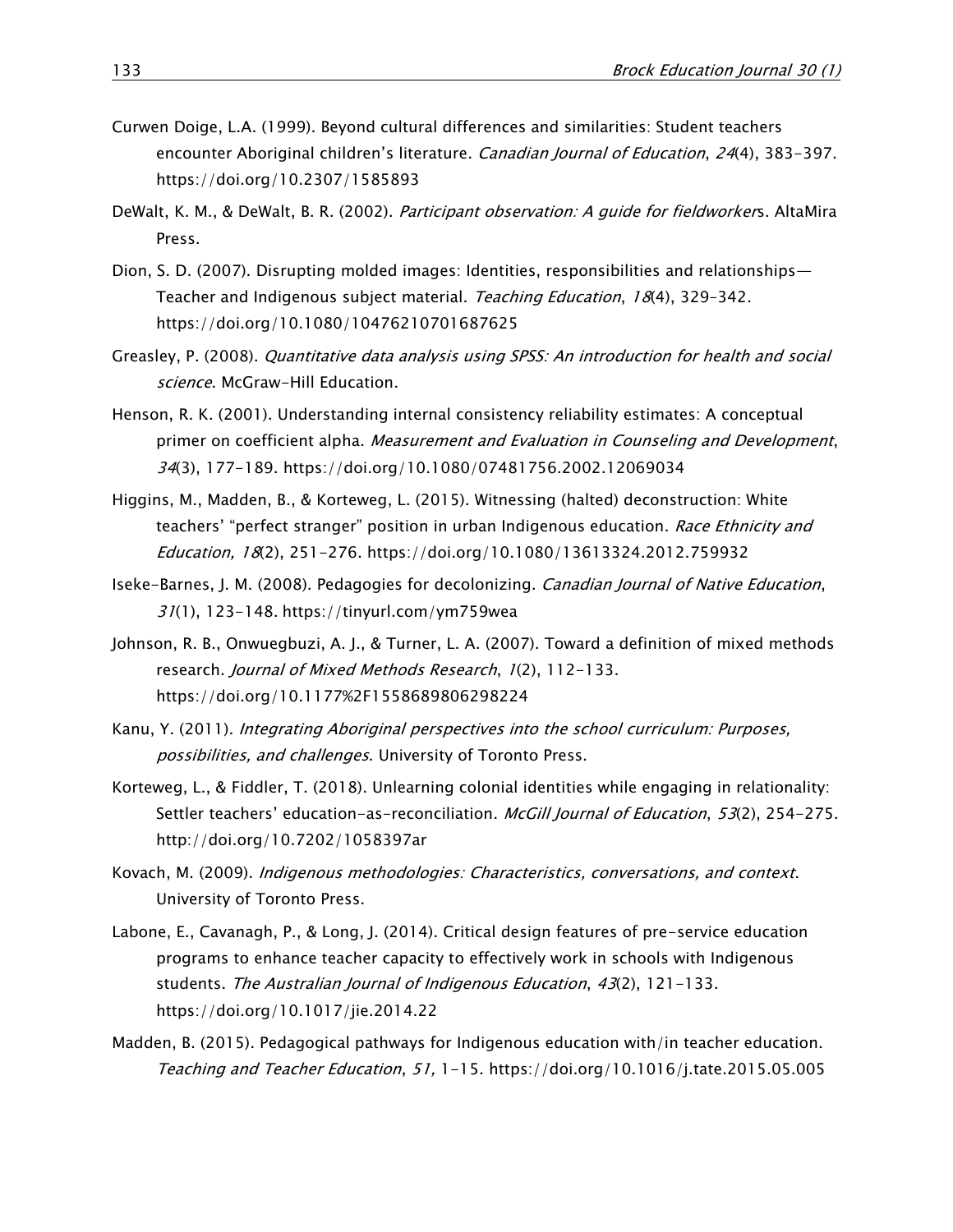Curwen Doige, L.A. (1999). Beyond cultural differences and similarities: Student teachers encounter Aboriginal children's literature. *Canadian Journal of Education*, *24*(4), 383–397. https://doi.org/10.2307/1585893

DeWalt, K. M., & DeWalt, B. R. (2002). *Participant observation: A guide for fieldworker*s. AltaMira Press.

Dion, S. D. (2007). Disrupting molded images: Identities, responsibilities and relationships—Teacher and Indigenous subject material. *Teaching Education*, *18*(4), 329–342. https://doi.org/10.1080/10476210701687625

Greasley, P. (2008). *Quantitative data analysis using SPSS: An introduction for health and social science*. McGraw-Hill Education.

Henson, R. K. (2001). Understanding internal consistency reliability estimates: A conceptual primer on coefficient alpha. *Measurement and Evaluation in Counseling and Development*, *34*(3), 177–189. https://doi.org/10.1080/07481756.2002.12069034

Higgins, M., Madden, B., & Korteweg, L. (2015). Witnessing (halted) deconstruction: White teachers' "perfect stranger" position in urban Indigenous education. *Race Ethnicity and Education, 18*(2), 251–276. https://doi.org/10.1080/13613324.2012.759932

Iseke-Barnes, J. M. (2008). Pedagogies for decolonizing. *Canadian Journal of Native Education*, *31*(1), 123–148. https://tinyurl.com/ym759wea

Johnson, R. B., Onwuegbuzi, A. J., & Turner, L. A. (2007). Toward a definition of mixed methods research. *Journal of Mixed Methods Research*, *1*(2), 112–133. https://doi.org/10.1177%2F1558689806298224

Kanu, Y. (2011). *Integrating Aboriginal perspectives into the school curriculum: Purposes, possibilities, and challenges*. University of Toronto Press.

Korteweg, L., & Fiddler, T. (2018). Unlearning colonial identities while engaging in relationality: Settler teachers' education-as-reconciliation. *McGill Journal of Education*, *53*(2), 254–275. http://doi.org/10.7202/1058397ar

Kovach, M. (2009). *Indigenous methodologies: Characteristics, conversations, and context*. University of Toronto Press.

Labone, E., Cavanagh, P., & Long, J. (2014). Critical design features of pre-service education programs to enhance teacher capacity to effectively work in schools with Indigenous students. *The Australian Journal of Indigenous Education*, *43*(2), 121–133. https://doi.org/10.1017/jie.2014.22

Madden, B. (2015). Pedagogical pathways for Indigenous education with/in teacher education. *Teaching and Teacher Education*, *51,* 1–15. https://doi.org/10.1016/j.tate.2015.05.005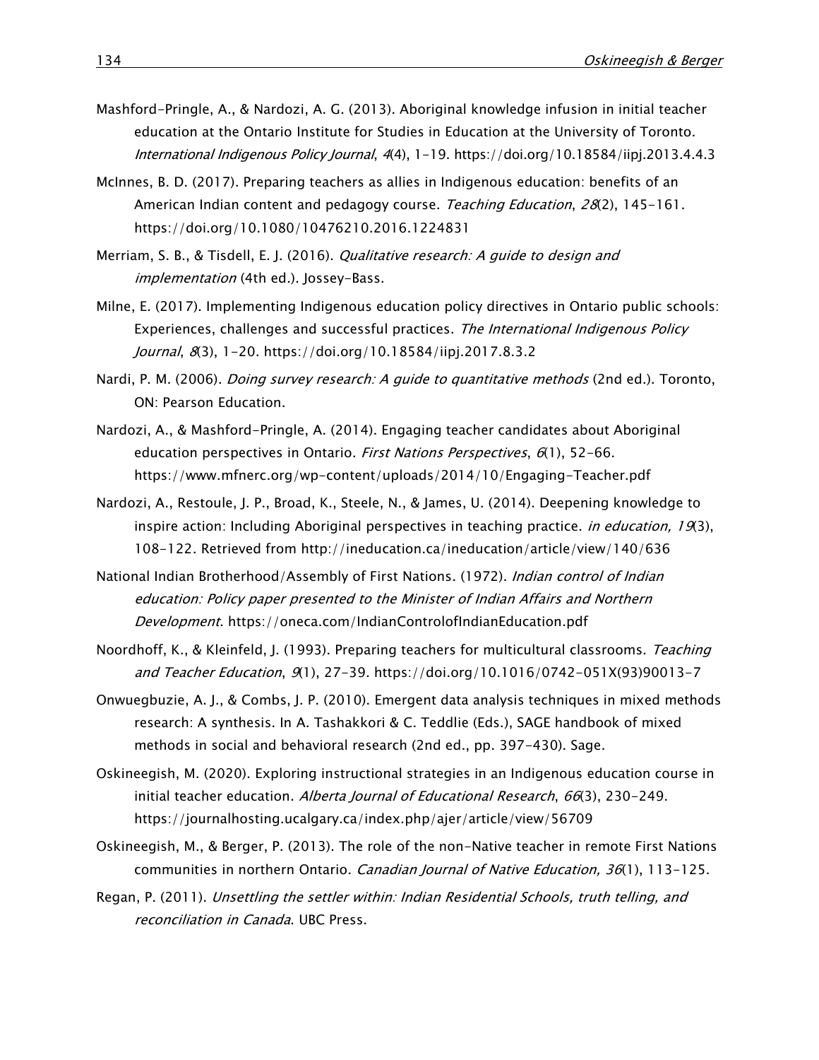Mashford-Pringle, A., & Nardozi, A. G. (2013). Aboriginal knowledge infusion in initial teacher education at the Ontario Institute for Studies in Education at the University of Toronto. *International Indigenous Policy Journal*, *4*(4), 1-19. https://doi.org/10.18584/iipj.2013.4.4.3

McInnes, B. D. (2017). Preparing teachers as allies in Indigenous education: benefits of an American Indian content and pedagogy course. *Teaching Education*, *28*(2), 145-161. https://doi.org/10.1080/10476210.2016.1224831

Merriam, S. B., & Tisdell, E. J. (2016). *Qualitative research: A guide to design and implementation* (4th ed.). Jossey-Bass.

Milne, E. (2017). Implementing Indigenous education policy directives in Ontario public schools: Experiences, challenges and successful practices. *The International Indigenous Policy Journal*, *8*(3), 1-20. https://doi.org/10.18584/iipj.2017.8.3.2

Nardi, P. M. (2006). *Doing survey research: A guide to quantitative methods* (2nd ed.). Toronto, ON: Pearson Education.

Nardozi, A., & Mashford-Pringle, A. (2014). Engaging teacher candidates about Aboriginal education perspectives in Ontario. *First Nations Perspectives*, *6*(1), 52-66. https://www.mfnerc.org/wp-content/uploads/2014/10/Engaging-Teacher.pdf

Nardozi, A., Restoule, J. P., Broad, K., Steele, N., & James, U. (2014). Deepening knowledge to inspire action: Including Aboriginal perspectives in teaching practice. *in education, 19*(3), 108-122. Retrieved from http://ineducation.ca/ineducation/article/view/140/636

National Indian Brotherhood/Assembly of First Nations. (1972). *Indian control of Indian education: Policy paper presented to the Minister of Indian Affairs and Northern Development*. https://oneca.com/IndianControlofIndianEducation.pdf

Noordhoff, K., & Kleinfeld, J. (1993). Preparing teachers for multicultural classrooms. *Teaching and Teacher Education*, *9*(1), 27-39. https://doi.org/10.1016/0742-051X(93)90013-7

Onwuegbuzie, A. J., & Combs, J. P. (2010). Emergent data analysis techniques in mixed methods research: A synthesis. In A. Tashakkori & C. Teddlie (Eds.), SAGE handbook of mixed methods in social and behavioral research (2nd ed., pp. 397-430). Sage.

Oskineegish, M. (2020). Exploring instructional strategies in an Indigenous education course in initial teacher education. *Alberta Journal of Educational Research*, *66*(3), 230-249. https://journalhosting.ucalgary.ca/index.php/ajer/article/view/56709

Oskineegish, M., & Berger, P. (2013). The role of the non-Native teacher in remote First Nations communities in northern Ontario. *Canadian Journal of Native Education, 36*(1), 113-125.

Regan, P. (2011). *Unsettling the settler within: Indian Residential Schools, truth telling, and reconciliation in Canada*. UBC Press.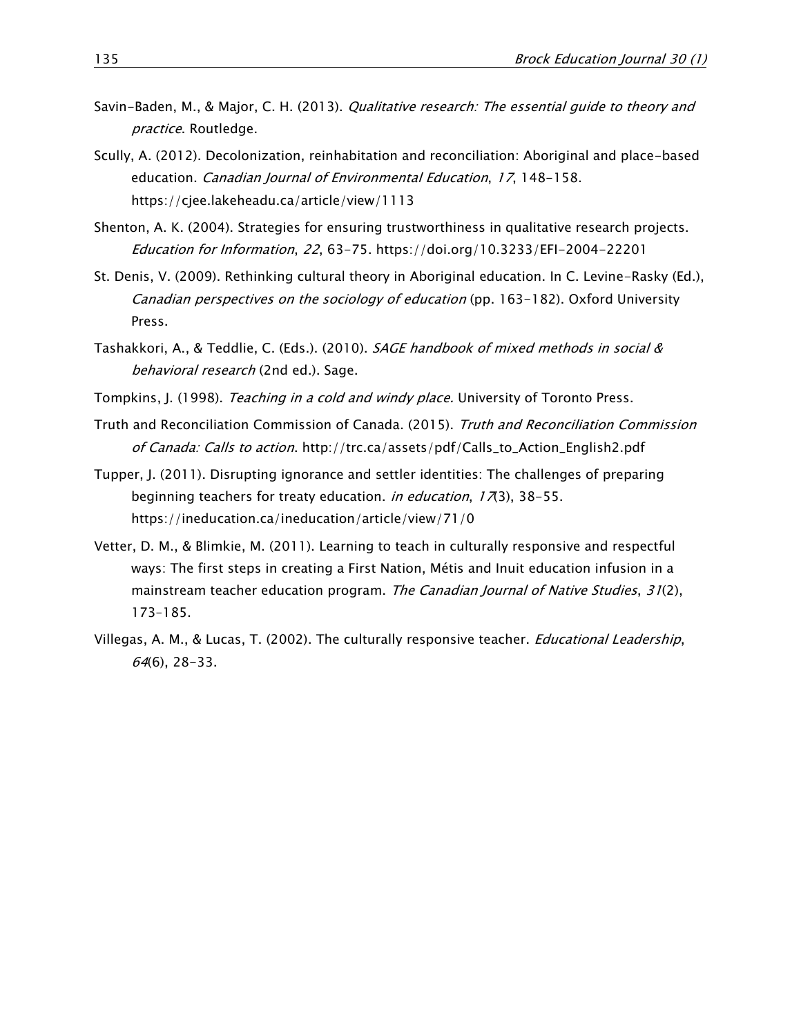Savin-Baden, M., & Major, C. H. (2013). *Qualitative research: The essential guide to theory and practice*. Routledge.

Scully, A. (2012). Decolonization, reinhabitation and reconciliation: Aboriginal and place-based education. *Canadian Journal of Environmental Education*, *17*, 148–158. https://cjee.lakeheadu.ca/article/view/1113

Shenton, A. K. (2004). Strategies for ensuring trustworthiness in qualitative research projects. *Education for Information*, *22*, 63–75. https://doi.org/10.3233/EFI-2004-22201

St. Denis, V. (2009). Rethinking cultural theory in Aboriginal education. In C. Levine-Rasky (Ed.), *Canadian perspectives on the sociology of education* (pp. 163–182). Oxford University Press.

Tashakkori, A., & Teddlie, C. (Eds.). (2010). *SAGE handbook of mixed methods in social & behavioral research* (2nd ed.). Sage.

Tompkins, J. (1998). *Teaching in a cold and windy place.* University of Toronto Press.

Truth and Reconciliation Commission of Canada. (2015). *Truth and Reconciliation Commission of Canada: Calls to action*. http://trc.ca/assets/pdf/Calls_to_Action_English2.pdf

Tupper, J. (2011). Disrupting ignorance and settler identities: The challenges of preparing beginning teachers for treaty education. *in education*, *17*(3), 38–55. https://ineducation.ca/ineducation/article/view/71/0

Vetter, D. M., & Blimkie, M. (2011). Learning to teach in culturally responsive and respectful ways: The first steps in creating a First Nation, Métis and Inuit education infusion in a mainstream teacher education program. *The Canadian Journal of Native Studies*, *31*(2), 173–185.

Villegas, A. M., & Lucas, T. (2002). The culturally responsive teacher. *Educational Leadership*, *64*(6), 28–33.